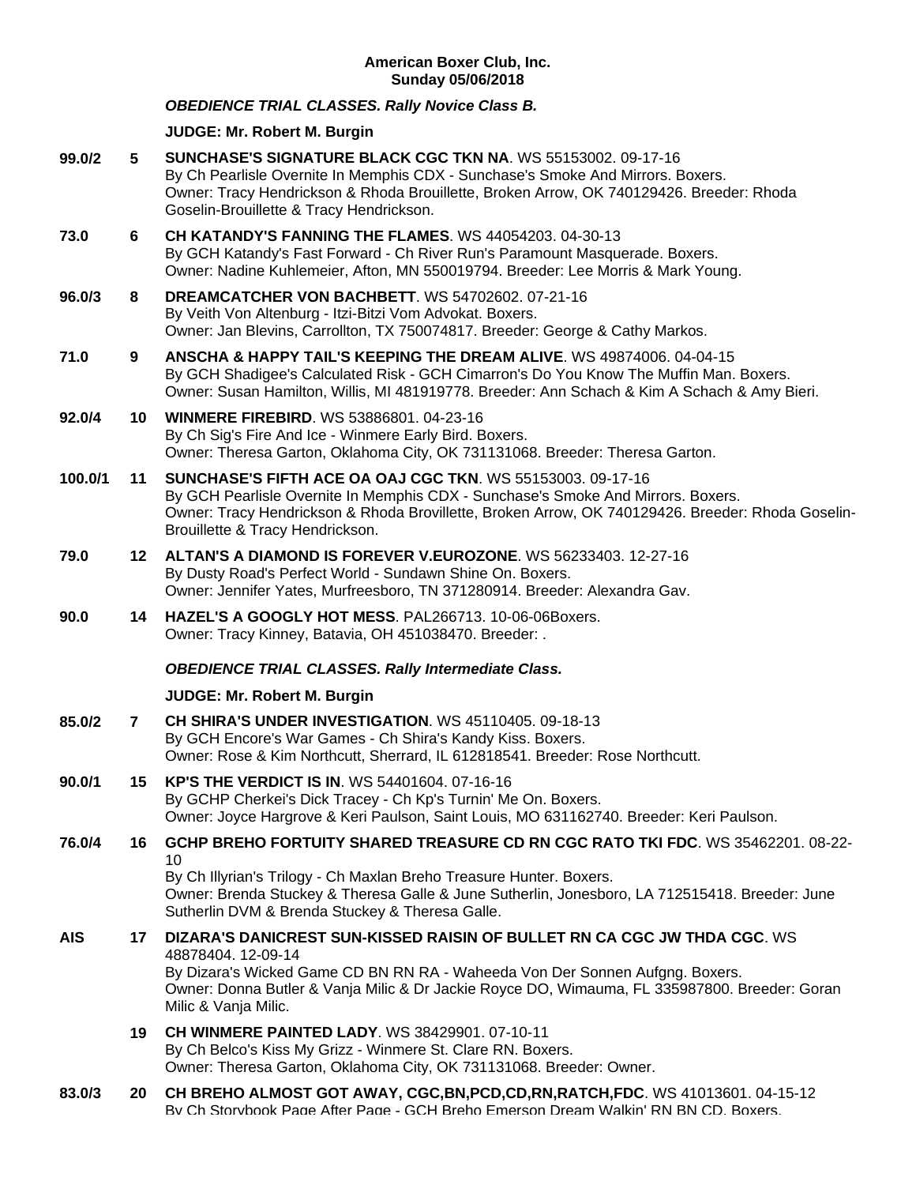**American Boxer Club, Inc.**
**Sunday 05/06/2018**

***OBEDIENCE TRIAL CLASSES. Rally Novice Class B.***

**JUDGE: Mr. Robert M. Burgin**

**99.0/2** **5** **SUNCHASE'S SIGNATURE BLACK CGC TKN NA**. WS 55153002. 09-17-16
By Ch Pearlisle Overnite In Memphis CDX - Sunchase's Smoke And Mirrors. Boxers.
Owner: Tracy Hendrickson & Rhoda Brouillette, Broken Arrow, OK 740129426. Breeder: Rhoda Goselin-Brouillette & Tracy Hendrickson.

**73.0** **6** **CH KATANDY'S FANNING THE FLAMES**. WS 44054203. 04-30-13
By GCH Katandy's Fast Forward - Ch River Run's Paramount Masquerade. Boxers.
Owner: Nadine Kuhlemeier, Afton, MN 550019794. Breeder: Lee Morris & Mark Young.

**96.0/3** **8** **DREAMCATCHER VON BACHBETT**. WS 54702602. 07-21-16
By Veith Von Altenburg - Itzi-Bitzi Vom Advokat. Boxers.
Owner: Jan Blevins, Carrollton, TX 750074817. Breeder: George & Cathy Markos.

**71.0** **9** **ANSCHA & HAPPY TAIL'S KEEPING THE DREAM ALIVE**. WS 49874006. 04-04-15
By GCH Shadigee's Calculated Risk - GCH Cimarron's Do You Know The Muffin Man. Boxers.
Owner: Susan Hamilton, Willis, MI 481919778. Breeder: Ann Schach & Kim A Schach & Amy Bieri.

**92.0/4** **10** **WINMERE FIREBIRD**. WS 53886801. 04-23-16
By Ch Sig's Fire And Ice - Winmere Early Bird. Boxers.
Owner: Theresa Garton, Oklahoma City, OK 731131068. Breeder: Theresa Garton.

**100.0/1** **11** **SUNCHASE'S FIFTH ACE OA OAJ CGC TKN**. WS 55153003. 09-17-16
By GCH Pearlisle Overnite In Memphis CDX - Sunchase's Smoke And Mirrors. Boxers.
Owner: Tracy Hendrickson & Rhoda Brovillette, Broken Arrow, OK 740129426. Breeder: Rhoda Goselin-Brouillette & Tracy Hendrickson.

**79.0** **12** **ALTAN'S A DIAMOND IS FOREVER V.EUROZONE**. WS 56233403. 12-27-16
By Dusty Road's Perfect World - Sundawn Shine On. Boxers.
Owner: Jennifer Yates, Murfreesboro, TN 371280914. Breeder: Alexandra Gav.

**90.0** **14** **HAZEL'S A GOOGLY HOT MESS**. PAL266713. 10-06-06Boxers.
Owner: Tracy Kinney, Batavia, OH 451038470. Breeder: .

***OBEDIENCE TRIAL CLASSES. Rally Intermediate Class.***

**JUDGE: Mr. Robert M. Burgin**

**85.0/2** **7** **CH SHIRA'S UNDER INVESTIGATION**. WS 45110405. 09-18-13
By GCH Encore's War Games - Ch Shira's Kandy Kiss. Boxers.
Owner: Rose & Kim Northcutt, Sherrard, IL 612818541. Breeder: Rose Northcutt.

**90.0/1** **15** **KP'S THE VERDICT IS IN**. WS 54401604. 07-16-16
By GCHP Cherkei's Dick Tracey - Ch Kp's Turnin' Me On. Boxers.
Owner: Joyce Hargrove & Keri Paulson, Saint Louis, MO 631162740. Breeder: Keri Paulson.

**76.0/4** **16** **GCHP BREHO FORTUITY SHARED TREASURE CD RN CGC RATO TKI FDC**. WS 35462201. 08-22-10
By Ch Illyrian's Trilogy - Ch Maxlan Breho Treasure Hunter. Boxers.
Owner: Brenda Stuckey & Theresa Galle & June Sutherlin, Jonesboro, LA 712515418. Breeder: June Sutherlin DVM & Brenda Stuckey & Theresa Galle.

**AIS** **17** **DIZARA'S DANICREST SUN-KISSED RAISIN OF BULLET RN CA CGC JW THDA CGC**. WS 48878404. 12-09-14
By Dizara's Wicked Game CD BN RN RA - Waheeda Von Der Sonnen Aufgng. Boxers.
Owner: Donna Butler & Vanja Milic & Dr Jackie Royce DO, Wimauma, FL 335987800. Breeder: Goran Milic & Vanja Milic.

**19** **CH WINMERE PAINTED LADY**. WS 38429901. 07-10-11
By Ch Belco's Kiss My Grizz - Winmere St. Clare RN. Boxers.
Owner: Theresa Garton, Oklahoma City, OK 731131068. Breeder: Owner.

**83.0/3** **20** **CH BREHO ALMOST GOT AWAY, CGC,BN,PCD,CD,RN,RATCH,FDC**. WS 41013601. 04-15-12
By Ch Storybook Page After Page - GCH Breho Emerson Dream Walkin' RN BN CD. Boxers.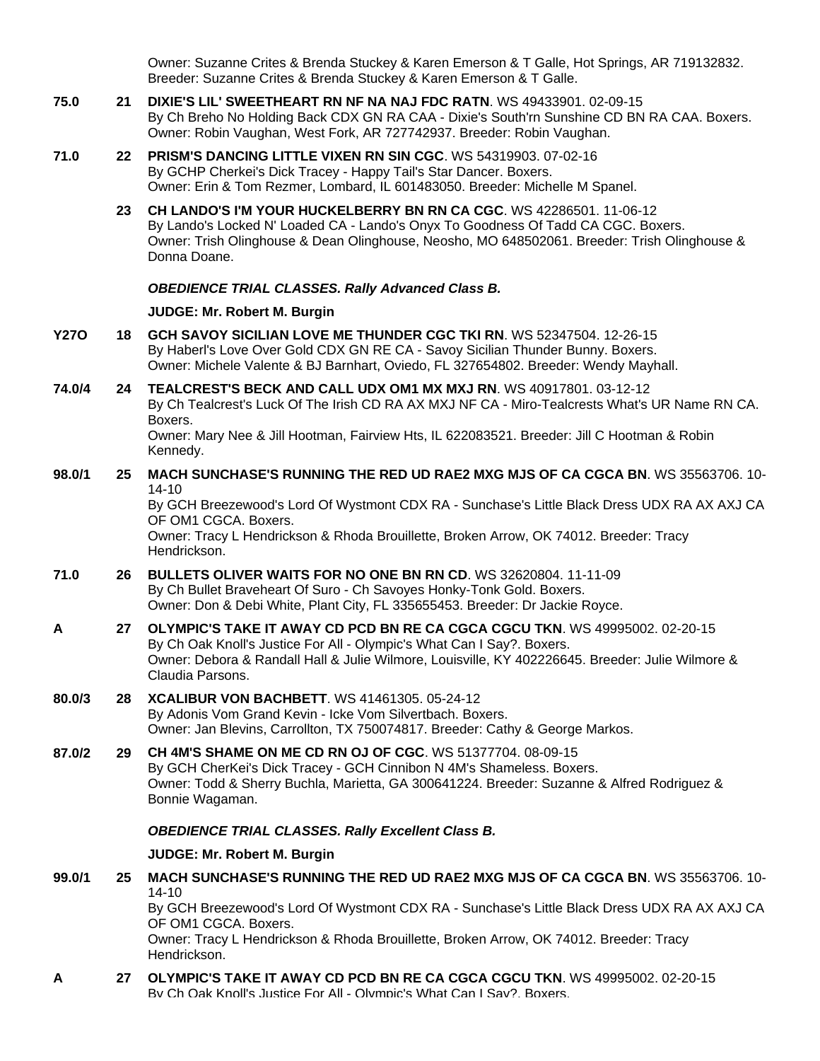Owner: Suzanne Crites & Brenda Stuckey & Karen Emerson & T Galle, Hot Springs, AR 719132832. Breeder: Suzanne Crites & Brenda Stuckey & Karen Emerson & T Galle.

**75.0** **21** **DIXIE'S LIL' SWEETHEART RN NF NA NAJ FDC RATN**. WS 49433901. 02-09-15
By Ch Breho No Holding Back CDX GN RA CAA - Dixie's South'rn Sunshine CD BN RA CAA. Boxers.
Owner: Robin Vaughan, West Fork, AR 727742937. Breeder: Robin Vaughan.

**71.0** **22** **PRISM'S DANCING LITTLE VIXEN RN SIN CGC**. WS 54319903. 07-02-16
By GCHP Cherkei's Dick Tracey - Happy Tail's Star Dancer. Boxers.
Owner: Erin & Tom Rezmer, Lombard, IL 601483050. Breeder: Michelle M Spanel.

**23** **CH LANDO'S I'M YOUR HUCKELBERRY BN RN CA CGC**. WS 42286501. 11-06-12
By Lando's Locked N' Loaded CA - Lando's Onyx To Goodness Of Tadd CA CGC. Boxers.
Owner: Trish Olinghouse & Dean Olinghouse, Neosho, MO 648502061. Breeder: Trish Olinghouse & Donna Doane.

***OBEDIENCE TRIAL CLASSES. Rally Advanced Class B.***

**JUDGE: Mr. Robert M. Burgin**

**Y27O** **18** **GCH SAVOY SICILIAN LOVE ME THUNDER CGC TKI RN**. WS 52347504. 12-26-15
By Haberl's Love Over Gold CDX GN RE CA - Savoy Sicilian Thunder Bunny. Boxers.
Owner: Michele Valente & BJ Barnhart, Oviedo, FL 327654802. Breeder: Wendy Mayhall.

**74.0/4** **24** **TEALCREST'S BECK AND CALL UDX OM1 MX MXJ RN**. WS 40917801. 03-12-12
By Ch Tealcrest's Luck Of The Irish CD RA AX MXJ NF CA - Miro-Tealcrests What's UR Name RN CA. Boxers.
Owner: Mary Nee & Jill Hootman, Fairview Hts, IL 622083521. Breeder: Jill C Hootman & Robin Kennedy.

**98.0/1** **25** **MACH SUNCHASE'S RUNNING THE RED UD RAE2 MXG MJS OF CA CGCA BN**. WS 35563706. 10-14-10
By GCH Breezewood's Lord Of Wystmont CDX RA - Sunchase's Little Black Dress UDX RA AX AXJ CA OF OM1 CGCA. Boxers.
Owner: Tracy L Hendrickson & Rhoda Brouillette, Broken Arrow, OK 74012. Breeder: Tracy Hendrickson.

**71.0** **26** **BULLETS OLIVER WAITS FOR NO ONE BN RN CD**. WS 32620804. 11-11-09
By Ch Bullet Braveheart Of Suro - Ch Savoyes Honky-Tonk Gold. Boxers.
Owner: Don & Debi White, Plant City, FL 335655453. Breeder: Dr Jackie Royce.

**A** **27** **OLYMPIC'S TAKE IT AWAY CD PCD BN RE CA CGCA CGCU TKN**. WS 49995002. 02-20-15
By Ch Oak Knoll's Justice For All - Olympic's What Can I Say?. Boxers.
Owner: Debora & Randall Hall & Julie Wilmore, Louisville, KY 402226645. Breeder: Julie Wilmore & Claudia Parsons.

**80.0/3** **28** **XCALIBUR VON BACHBETT**. WS 41461305. 05-24-12
By Adonis Vom Grand Kevin - Icke Vom Silvertbach. Boxers.
Owner: Jan Blevins, Carrollton, TX 750074817. Breeder: Cathy & George Markos.

**87.0/2** **29** **CH 4M'S SHAME ON ME CD RN OJ OF CGC**. WS 51377704. 08-09-15
By GCH CherKei's Dick Tracey - GCH Cinnibon N 4M's Shameless. Boxers.
Owner: Todd & Sherry Buchla, Marietta, GA 300641224. Breeder: Suzanne & Alfred Rodriguez & Bonnie Wagaman.

***OBEDIENCE TRIAL CLASSES. Rally Excellent Class B.***

**JUDGE: Mr. Robert M. Burgin**

**99.0/1** **25** **MACH SUNCHASE'S RUNNING THE RED UD RAE2 MXG MJS OF CA CGCA BN**. WS 35563706. 10-14-10
By GCH Breezewood's Lord Of Wystmont CDX RA - Sunchase's Little Black Dress UDX RA AX AXJ CA OF OM1 CGCA. Boxers.
Owner: Tracy L Hendrickson & Rhoda Brouillette, Broken Arrow, OK 74012. Breeder: Tracy Hendrickson.

**A** **27** **OLYMPIC'S TAKE IT AWAY CD PCD BN RE CA CGCA CGCU TKN**. WS 49995002. 02-20-15
By Ch Oak Knoll's Justice For All - Olympic's What Can I Say?. Boxers.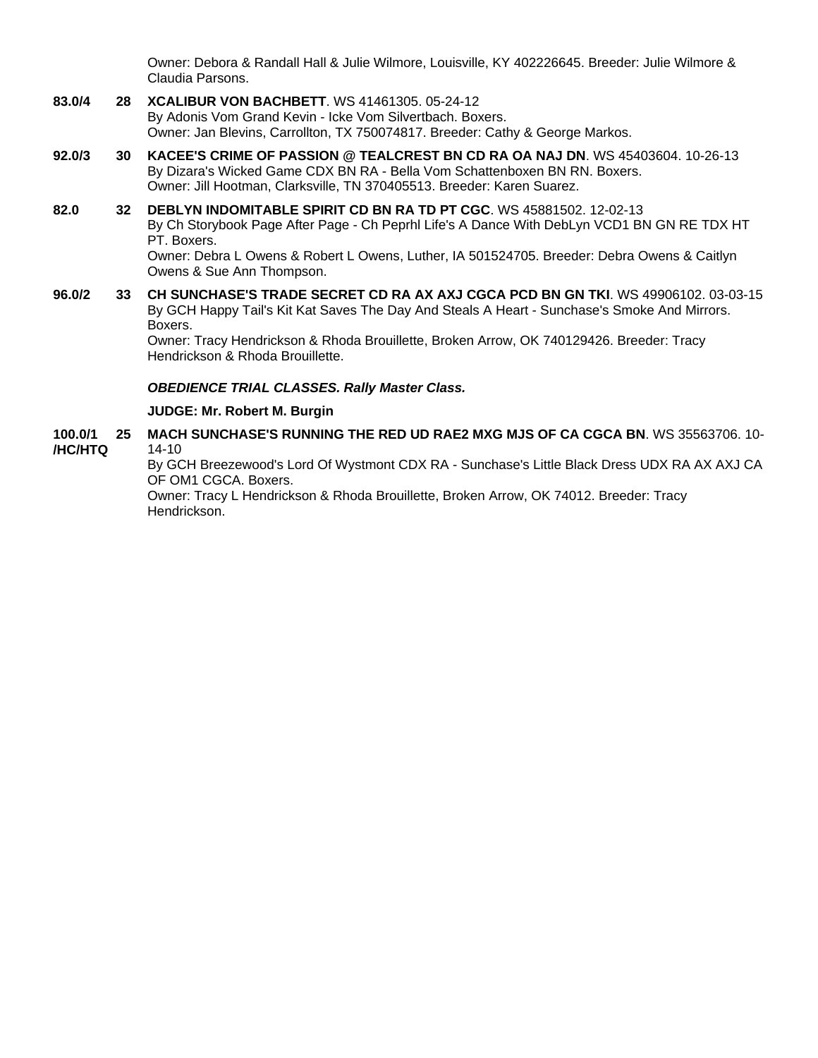Owner: Debora & Randall Hall & Julie Wilmore, Louisville, KY 402226645. Breeder: Julie Wilmore & Claudia Parsons.

**83.0/4** **28** **XCALIBUR VON BACHBETT**. WS 41461305. 05-24-12
By Adonis Vom Grand Kevin - Icke Vom Silvertbach. Boxers.
Owner: Jan Blevins, Carrollton, TX 750074817. Breeder: Cathy & George Markos.

**92.0/3** **30** **KACEE'S CRIME OF PASSION @ TEALCREST BN CD RA OA NAJ DN**. WS 45403604. 10-26-13
By Dizara's Wicked Game CDX BN RA - Bella Vom Schattenboxen BN RN. Boxers.
Owner: Jill Hootman, Clarksville, TN 370405513. Breeder: Karen Suarez.

**82.0** **32** **DEBLYN INDOMITABLE SPIRIT CD BN RA TD PT CGC**. WS 45881502. 12-02-13
By Ch Storybook Page After Page - Ch Peprhl Life's A Dance With DebLyn VCD1 BN GN RE TDX HT PT. Boxers.
Owner: Debra L Owens & Robert L Owens, Luther, IA 501524705. Breeder: Debra Owens & Caitlyn Owens & Sue Ann Thompson.

**96.0/2** **33** **CH SUNCHASE'S TRADE SECRET CD RA AX AXJ CGCA PCD BN GN TKI**. WS 49906102. 03-03-15
By GCH Happy Tail's Kit Kat Saves The Day And Steals A Heart - Sunchase's Smoke And Mirrors. Boxers.
Owner: Tracy Hendrickson & Rhoda Brouillette, Broken Arrow, OK 740129426. Breeder: Tracy Hendrickson & Rhoda Brouillette.

***OBEDIENCE TRIAL CLASSES. Rally Master Class.***

**JUDGE: Mr. Robert M. Burgin**

**100.0/1 /HC/HTQ** **25** **MACH SUNCHASE'S RUNNING THE RED UD RAE2 MXG MJS OF CA CGCA BN**. WS 35563706. 10-14-10
By GCH Breezewood's Lord Of Wystmont CDX RA - Sunchase's Little Black Dress UDX RA AX AXJ CA OF OM1 CGCA. Boxers.
Owner: Tracy L Hendrickson & Rhoda Brouillette, Broken Arrow, OK 74012. Breeder: Tracy Hendrickson.